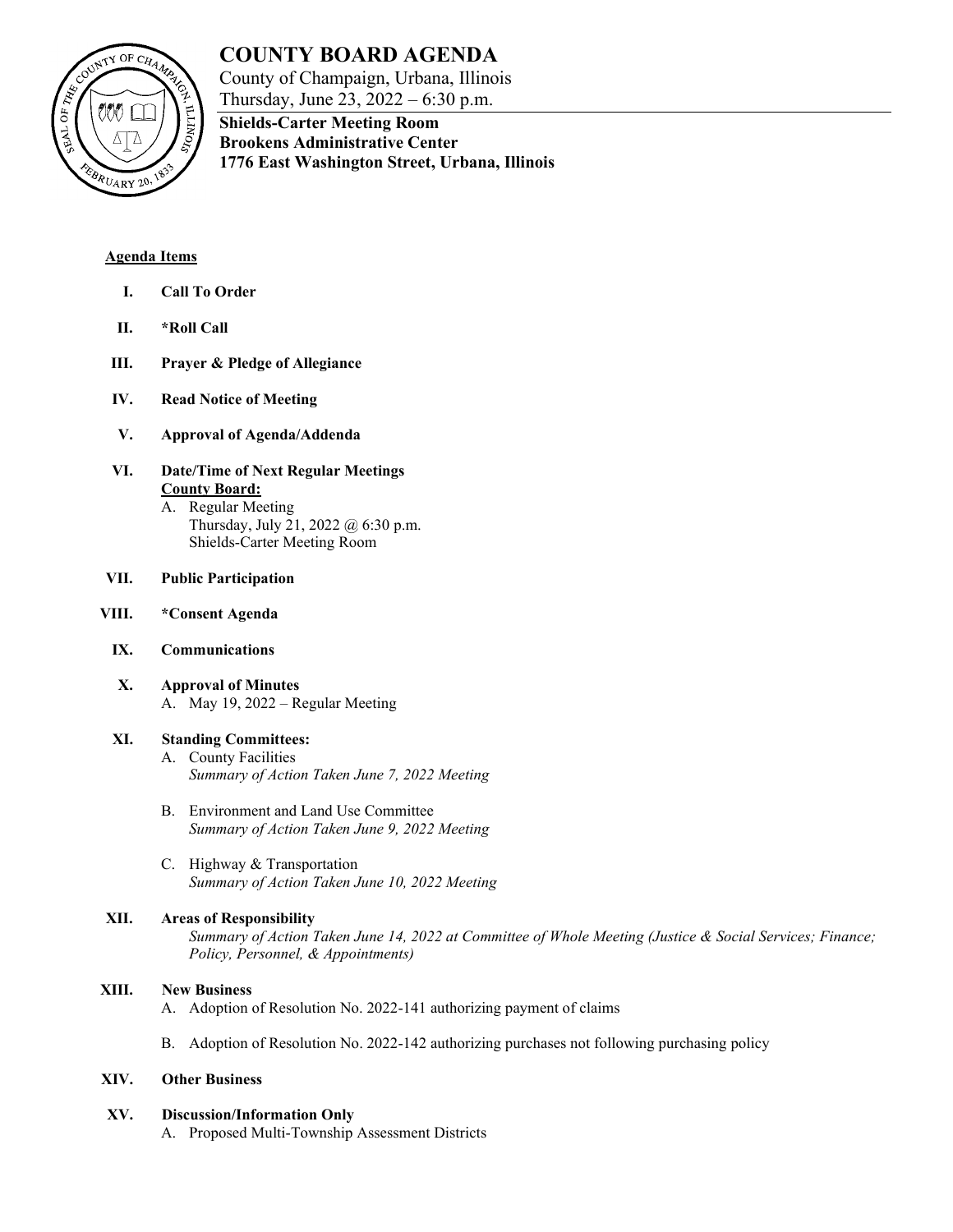# COUNTY BOARD AGENDA

County of Champaign, Urbana, Illinois
Thursday, June 23, 2022 – 6:30 p.m.

**Shields-Carter Meeting Room**
**Brookens Administrative Center**
**1776 East Washington Street, Urbana, Illinois**

**Agenda Items**

- **I. Call To Order**
- **II. *Roll Call**
- **III. Prayer & Pledge of Allegiance**
- **IV. Read Notice of Meeting**
- **V. Approval of Agenda/Addenda**
- **VI. Date/Time of Next Regular Meetings**
  **County Board:**
  - A. Regular Meeting
    Thursday, July 21, 2022 @ 6:30 p.m.
    Shields-Carter Meeting Room
- **VII. Public Participation**
- **VIII. *Consent Agenda**
- **IX. Communications**
- **X. Approval of Minutes**
  - A. May 19, 2022 – Regular Meeting
- **XI. Standing Committees:**
  - A. County Facilities
    *Summary of Action Taken June 7, 2022 Meeting*
  - B. Environment and Land Use Committee
    *Summary of Action Taken June 9, 2022 Meeting*
  - C. Highway & Transportation
    *Summary of Action Taken June 10, 2022 Meeting*
- **XII. Areas of Responsibility**
  *Summary of Action Taken June 14, 2022 at Committee of Whole Meeting (Justice & Social Services; Finance; Policy, Personnel, & Appointments)*
- **XIII. New Business**
  - A. Adoption of Resolution No. 2022-141 authorizing payment of claims
  - B. Adoption of Resolution No. 2022-142 authorizing purchases not following purchasing policy
- **XIV. Other Business**
- **XV. Discussion/Information Only**
  - A. Proposed Multi-Township Assessment Districts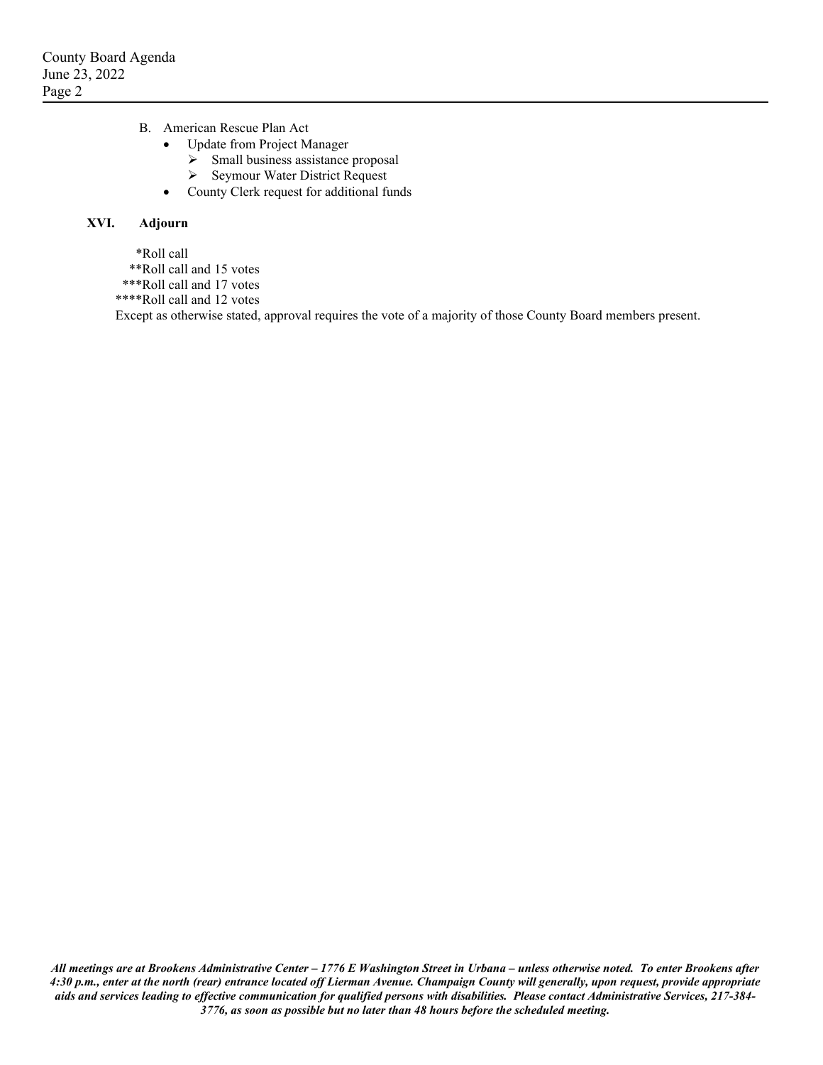B. American Rescue Plan Act
   - Update from Project Manager
     - Small business assistance proposal
     - Seymour Water District Request
   - County Clerk request for additional funds

**XVI. Adjourn**

*Roll call
**Roll call and 15 votes
***Roll call and 17 votes
****Roll call and 12 votes
Except as otherwise stated, approval requires the vote of a majority of those County Board members present.

***All meetings are at Brookens Administrative Center – 1776 E Washington Street in Urbana – unless otherwise noted. To enter Brookens after 4:30 p.m., enter at the north (rear) entrance located off Lierman Avenue. Champaign County will generally, upon request, provide appropriate aids and services leading to effective communication for qualified persons with disabilities. Please contact Administrative Services, 217-384-3776, as soon as possible but no later than 48 hours before the scheduled meeting.***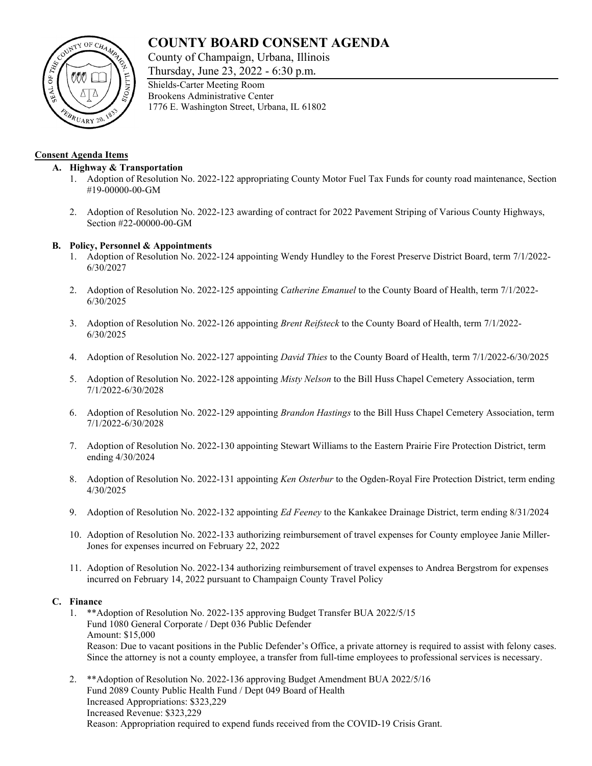# COUNTY BOARD CONSENT AGENDA

County of Champaign, Urbana, Illinois

Thursday, June 23, 2022 - 6:30 p.m.

Shields-Carter Meeting Room
Brookens Administrative Center
1776 E. Washington Street, Urbana, IL 61802

**Consent Agenda Items**

**A. Highway & Transportation**

1. Adoption of Resolution No. 2022-122 appropriating County Motor Fuel Tax Funds for county road maintenance, Section #19-00000-00-GM
2. Adoption of Resolution No. 2022-123 awarding of contract for 2022 Pavement Striping of Various County Highways, Section #22-00000-00-GM

**B. Policy, Personnel & Appointments**

1. Adoption of Resolution No. 2022-124 appointing Wendy Hundley to the Forest Preserve District Board, term 7/1/2022-6/30/2027
2. Adoption of Resolution No. 2022-125 appointing *Catherine Emanuel* to the County Board of Health, term 7/1/2022-6/30/2025
3. Adoption of Resolution No. 2022-126 appointing *Brent Reifsteck* to the County Board of Health, term 7/1/2022-6/30/2025
4. Adoption of Resolution No. 2022-127 appointing *David Thies* to the County Board of Health, term 7/1/2022-6/30/2025
5. Adoption of Resolution No. 2022-128 appointing *Misty Nelson* to the Bill Huss Chapel Cemetery Association, term 7/1/2022-6/30/2028
6. Adoption of Resolution No. 2022-129 appointing *Brandon Hastings* to the Bill Huss Chapel Cemetery Association, term 7/1/2022-6/30/2028
7. Adoption of Resolution No. 2022-130 appointing Stewart Williams to the Eastern Prairie Fire Protection District, term ending 4/30/2024
8. Adoption of Resolution No. 2022-131 appointing *Ken Osterbur* to the Ogden-Royal Fire Protection District, term ending 4/30/2025
9. Adoption of Resolution No. 2022-132 appointing *Ed Feeney* to the Kankakee Drainage District, term ending 8/31/2024
10. Adoption of Resolution No. 2022-133 authorizing reimbursement of travel expenses for County employee Janie Miller-Jones for expenses incurred on February 22, 2022
11. Adoption of Resolution No. 2022-134 authorizing reimbursement of travel expenses to Andrea Bergstrom for expenses incurred on February 14, 2022 pursuant to Champaign County Travel Policy

**C. Finance**

1. **Adoption of Resolution No. 2022-135 approving Budget Transfer BUA 2022/5/15
   Fund 1080 General Corporate / Dept 036 Public Defender
   Amount: $15,000
   Reason: Due to vacant positions in the Public Defender's Office, a private attorney is required to assist with felony cases. Since the attorney is not a county employee, a transfer from full-time employees to professional services is necessary.
2. **Adoption of Resolution No. 2022-136 approving Budget Amendment BUA 2022/5/16
   Fund 2089 County Public Health Fund / Dept 049 Board of Health
   Increased Appropriations: $323,229
   Increased Revenue: $323,229
   Reason: Appropriation required to expend funds received from the COVID-19 Crisis Grant.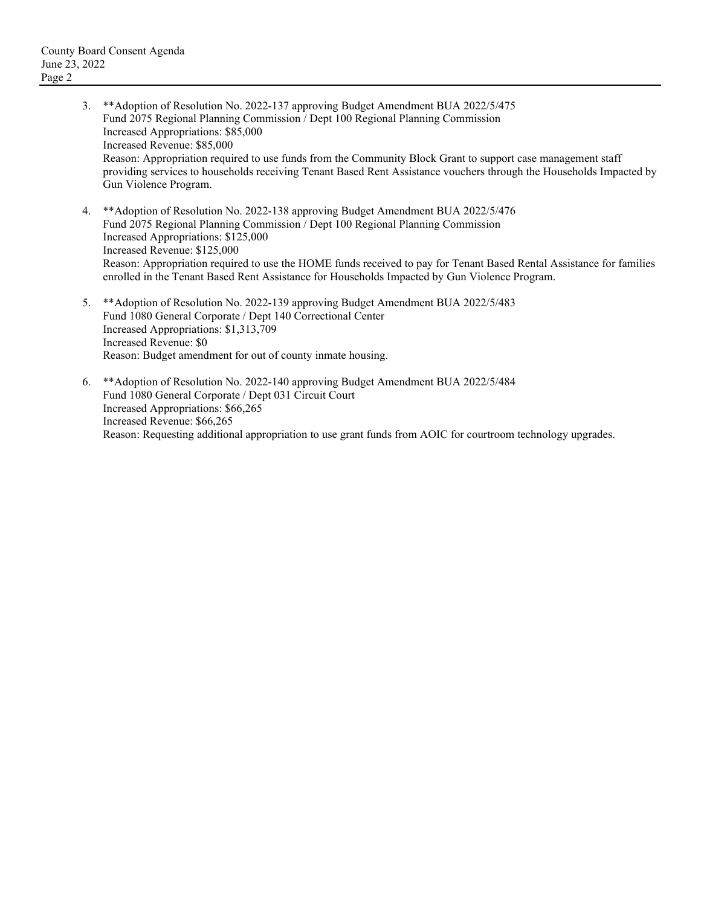3. **Adoption of Resolution No. 2022-137 approving Budget Amendment BUA 2022/5/475
   Fund 2075 Regional Planning Commission / Dept 100 Regional Planning Commission
   Increased Appropriations: $85,000
   Increased Revenue: $85,000
   Reason: Appropriation required to use funds from the Community Block Grant to support case management staff providing services to households receiving Tenant Based Rent Assistance vouchers through the Households Impacted by Gun Violence Program.

4. **Adoption of Resolution No. 2022-138 approving Budget Amendment BUA 2022/5/476
   Fund 2075 Regional Planning Commission / Dept 100 Regional Planning Commission
   Increased Appropriations: $125,000
   Increased Revenue: $125,000
   Reason: Appropriation required to use the HOME funds received to pay for Tenant Based Rental Assistance for families enrolled in the Tenant Based Rent Assistance for Households Impacted by Gun Violence Program.

5. **Adoption of Resolution No. 2022-139 approving Budget Amendment BUA 2022/5/483
   Fund 1080 General Corporate / Dept 140 Correctional Center
   Increased Appropriations: $1,313,709
   Increased Revenue: $0
   Reason: Budget amendment for out of county inmate housing.

6. **Adoption of Resolution No. 2022-140 approving Budget Amendment BUA 2022/5/484
   Fund 1080 General Corporate / Dept 031 Circuit Court
   Increased Appropriations: $66,265
   Increased Revenue: $66,265
   Reason: Requesting additional appropriation to use grant funds from AOIC for courtroom technology upgrades.